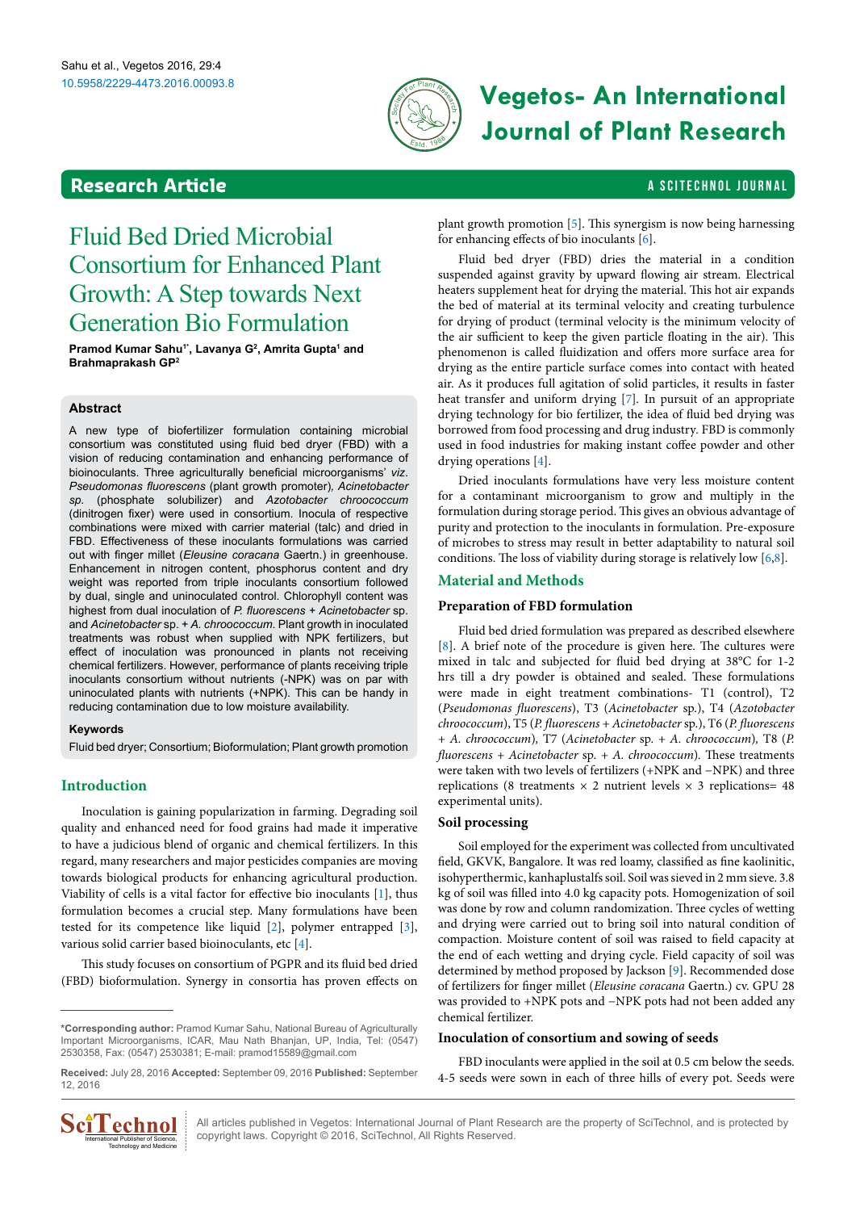# Fluid Bed Dried Microbial Consortium for Enhanced Plant Growth: A Step towards Next Generation Bio Formulation

**Pramod Kumar Sahu[1*], Lavanya G[2], Amrita Gupta[1] and Brahmaprakash GP[2]**

## Abstract

A new type of biofertilizer formulation containing microbial consortium was constituted using fluid bed dryer (FBD) with a vision of reducing contamination and enhancing performance of bioinoculants. Three agriculturally beneficial microorganisms' *viz. Pseudomonas fluorescens* (plant growth promoter), *Acinetobacter sp.* (phosphate solubilizer) and *Azotobacter chroococcum* (dinitrogen fixer) were used in consortium. Inocula of respective combinations were mixed with carrier material (talc) and dried in FBD. Effectiveness of these inoculants formulations was carried out with finger millet (*Eleusine coracana* Gaertn.) in greenhouse. Enhancement in nitrogen content, phosphorus content and dry weight was reported from triple inoculants consortium followed by dual, single and uninoculated control. Chlorophyll content was highest from dual inoculation of *P. fluorescens* + *Acinetobacter* sp. and *Acinetobacter* sp. + *A. chroococcum.* Plant growth in inoculated treatments was robust when supplied with NPK fertilizers, but effect of inoculation was pronounced in plants not receiving chemical fertilizers. However, performance of plants receiving triple inoculants consortium without nutrients (-NPK) was on par with uninoculated plants with nutrients (+NPK). This can be handy in reducing contamination due to low moisture availability.

**Keywords**

Fluid bed dryer; Consortium; Bioformulation; Plant growth promotion

## Introduction

Inoculation is gaining popularization in farming. Degrading soil quality and enhanced need for food grains had made it imperative to have a judicious blend of organic and chemical fertilizers. In this regard, many researchers and major pesticides companies are moving towards biological products for enhancing agricultural production. Viability of cells is a vital factor for effective bio inoculants [1], thus formulation becomes a crucial step. Many formulations have been tested for its competence like liquid [2], polymer entrapped [3], various solid carrier based bioinoculants, etc [4].

This study focuses on consortium of PGPR and its fluid bed dried (FBD) bioformulation. Synergy in consortia has proven effects on plant growth promotion [5]. This synergism is now being harnessing for enhancing effects of bio inoculants [6].

Fluid bed dryer (FBD) dries the material in a condition suspended against gravity by upward flowing air stream. Electrical heaters supplement heat for drying the material. This hot air expands the bed of material at its terminal velocity and creating turbulence for drying of product (terminal velocity is the minimum velocity of the air sufficient to keep the given particle floating in the air). This phenomenon is called fluidization and offers more surface area for drying as the entire particle surface comes into contact with heated air. As it produces full agitation of solid particles, it results in faster heat transfer and uniform drying [7]. In pursuit of an appropriate drying technology for bio fertilizer, the idea of fluid bed drying was borrowed from food processing and drug industry. FBD is commonly used in food industries for making instant coffee powder and other drying operations [4].

Dried inoculants formulations have very less moisture content for a contaminant microorganism to grow and multiply in the formulation during storage period. This gives an obvious advantage of purity and protection to the inoculants in formulation. Pre-exposure of microbes to stress may result in better adaptability to natural soil conditions. The loss of viability during storage is relatively low [6,8].

## Material and Methods

### Preparation of FBD formulation

Fluid bed dried formulation was prepared as described elsewhere [8]. A brief note of the procedure is given here. The cultures were mixed in talc and subjected for fluid bed drying at 38°C for 1-2 hrs till a dry powder is obtained and sealed. These formulations were made in eight treatment combinations- T1 (control), T2 (*Pseudomonas fluorescens*), T3 (*Acinetobacter* sp.), T4 (*Azotobacter chroococcum*), T5 (*P. fluorescens* + *Acinetobacter* sp.), T6 (*P. fluorescens* + *A. chroococcum*), T7 (*Acinetobacter* sp. + *A. chroococcum*), T8 (*P. fluorescens* + *Acinetobacter* sp. + *A. chroococcum*). These treatments were taken with two levels of fertilizers (+NPK and −NPK) and three replications (8 treatments × 2 nutrient levels × 3 replications= 48 experimental units).

### Soil processing

Soil employed for the experiment was collected from uncultivated field, GKVK, Bangalore. It was red loamy, classified as fine kaolinitic, isohyperthermic, kanhaplustalfs soil. Soil was sieved in 2 mm sieve. 3.8 kg of soil was filled into 4.0 kg capacity pots. Homogenization of soil was done by row and column randomization. Three cycles of wetting and drying were carried out to bring soil into natural condition of compaction. Moisture content of soil was raised to field capacity at the end of each wetting and drying cycle. Field capacity of soil was determined by method proposed by Jackson [9]. Recommended dose of fertilizers for finger millet (*Eleusine coracana* Gaertn.) cv. GPU 28 was provided to +NPK pots and −NPK pots had not been added any chemical fertilizer.

### Inoculation of consortium and sowing of seeds

FBD inoculants were applied in the soil at 0.5 cm below the seeds. 4-5 seeds were sown in each of three hills of every pot. Seeds were

---

*Corresponding author: Pramod Kumar Sahu, National Bureau of Agriculturally Important Microorganisms, ICAR, Mau Nath Bhanjan, UP, India, Tel: (0547) 2530358, Fax: (0547) 2530381; E-mail: pramod15589@gmail.com

**Received:** July 28, 2016 **Accepted:** September 09, 2016 **Published:** September 12, 2016

All articles published in Vegetos: International Journal of Plant Research are the property of SciTechnol, and is protected by copyright laws. Copyright © 2016, SciTechnol, All Rights Reserved.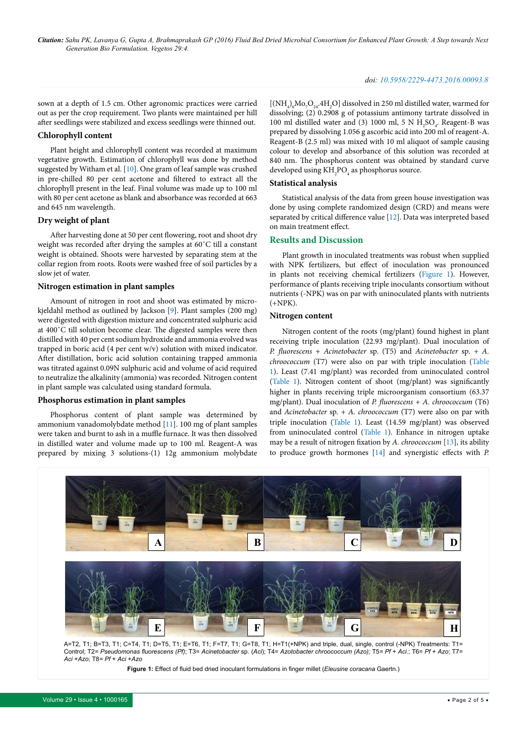sown at a depth of 1.5 cm. Other agronomic practices were carried out as per the crop requirement. Two plants were maintained per hill after seedlings were stabilized and excess seedlings were thinned out.

### Chlorophyll content

Plant height and chlorophyll content was recorded at maximum vegetative growth. Estimation of chlorophyll was done by method suggested by Witham et al. [10]. One gram of leaf sample was crushed in pre-chilled 80 per cent acetone and filtered to extract all the chlorophyll present in the leaf. Final volume was made up to 100 ml with 80 per cent acetone as blank and absorbance was recorded at 663 and 645 nm wavelength.

### Dry weight of plant

After harvesting done at 50 per cent flowering, root and shoot dry weight was recorded after drying the samples at 60˚C till a constant weight is obtained. Shoots were harvested by separating stem at the collar region from roots. Roots were washed free of soil particles by a slow jet of water.

### Nitrogen estimation in plant samples

Amount of nitrogen in root and shoot was estimated by micro-kjeldahl method as outlined by Jackson [9]. Plant samples (200 mg) were digested with digestion mixture and concentrated sulphuric acid at 400˚C till solution become clear. The digested samples were then distilled with 40 per cent sodium hydroxide and ammonia evolved was trapped in boric acid (4 per cent w/v) solution with mixed indicator. After distillation, boric acid solution containing trapped ammonia was titrated against 0.09N sulphuric acid and volume of acid required to neutralize the alkalinity (ammonia) was recorded. Nitrogen content in plant sample was calculated using standard formula.

### Phosphorus estimation in plant samples

Phosphorus content of plant sample was determined by ammonium vanadomolybdate method [11]. 100 mg of plant samples were taken and burnt to ash in a muffle furnace. It was then dissolved in distilled water and volume made up to 100 ml. Reagent-A was prepared by mixing 3 solutions-(1) 12g ammonium molybdate [$(NH_4)_6Mo_7O_{24}.4H_2O$] dissolved in 250 ml distilled water, warmed for dissolving; (2) 0.2908 g of potassium antimony tartrate dissolved in 100 ml distilled water and (3) 1000 ml, 5 N $H_2SO_4$. Reagent-B was prepared by dissolving 1.056 g ascorbic acid into 200 ml of reagent-A. Reagent-B (2.5 ml) was mixed with 10 ml aliquot of sample causing colour to develop and absorbance of this solution was recorded at 840 nm. The phosphorus content was obtained by standard curve developed using $KH_2PO_4$ as phosphorus source.

### Statistical analysis

Statistical analysis of the data from green house investigation was done by using complete randomized design (CRD) and means were separated by critical difference value [12]. Data was interpreted based on main treatment effect.

## Results and Discussion

Plant growth in inoculated treatments was robust when supplied with NPK fertilizers, but effect of inoculation was pronounced in plants not receiving chemical fertilizers (Figure 1). However, performance of plants receiving triple inoculants consortium without nutrients (-NPK) was on par with uninoculated plants with nutrients (+NPK).

### Nitrogen content

Nitrogen content of the roots (mg/plant) found highest in plant receiving triple inoculation (22.93 mg/plant). Dual inoculation of *P. fluorescens* + *Acinetobacter* sp. (T5) and *Acinetobacter* sp. + *A. chroococcum* (T7) were also on par with triple inoculation (Table 1). Least (7.41 mg/plant) was recorded from uninoculated control (Table 1). Nitrogen content of shoot (mg/plant) was significantly higher in plants receiving triple microorganism consortium (63.37 mg/plant). Dual inoculation of *P. fluorescens* + *A. chroococcum* (T6) and *Acinetobacter* sp. + *A. chroococcum* (T7) were also on par with triple inoculation (Table 1). Least (14.59 mg/plant) was observed from uninoculated control (Table 1). Enhance in nitrogen uptake may be a result of nitrogen fixation by *A. chroococcum* [13], its ability to produce growth hormones [14] and synergistic effects with *P.*

A=T2, T1; B=T3, T1; C=T4, T1; D=T5, T1; E=T6, T1; F=T7, T1; G=T8, T1; H=T1(+NPK) and triple, dual, single, control (-NPK) Treatments: T1= Control; T2= *Pseudomonas fluorescens (Pf)*; T3= *Acinetobacter* sp. (*Aci*); T4= *Azotobacter chroococcum (Azo)*; T5= *Pf* + *Aci*.; T6= *Pf* + *Azo*; T7= *Aci* +*Azo*; T8= *Pf* + *Aci* +*Azo*

**Figure 1:** Effect of fluid bed dried inoculant formulations in finger millet (*Eleusine coracana* Gaertn.)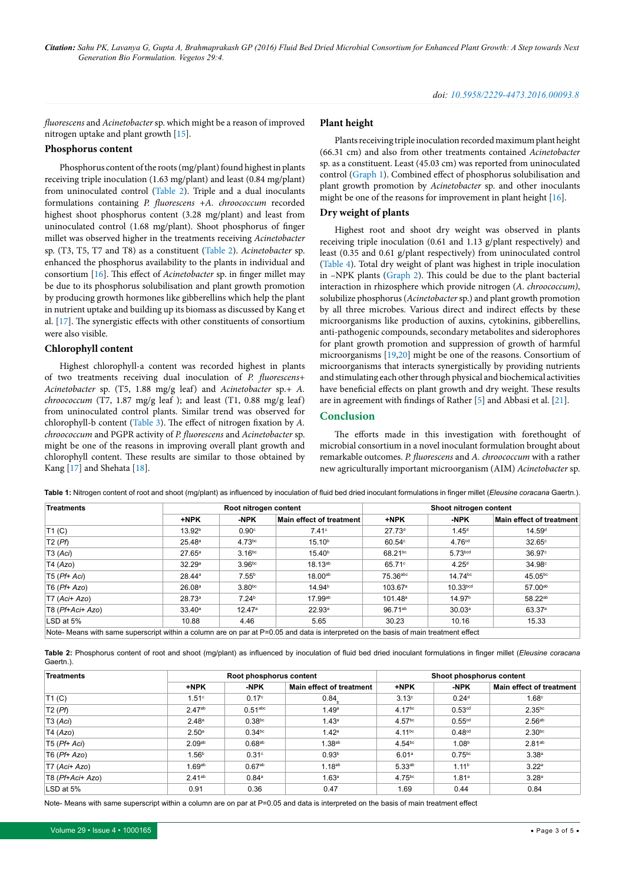*fluorescens* and *Acinetobacter* sp. which might be a reason of improved nitrogen uptake and plant growth [15].

## Phosphorus content

Phosphorus content of the roots (mg/plant) found highest in plants receiving triple inoculation (1.63 mg/plant) and least (0.84 mg/plant) from uninoculated control (Table 2). Triple and a dual inoculants formulations containing *P. fluorescens* +*A. chroococcum* recorded highest shoot phosphorus content (3.28 mg/plant) and least from uninoculated control (1.68 mg/plant). Shoot phosphorus of finger millet was observed higher in the treatments receiving *Acinetobacter* sp. (T3, T5, T7 and T8) as a constituent (Table 2). *Acinetobacter* sp. enhanced the phosphorus availability to the plants in individual and consortium [16]. This effect of *Acinetobacter* sp. in finger millet may be due to its phosphorus solubilisation and plant growth promotion by producing growth hormones like gibberellins which help the plant in nutrient uptake and building up its biomass as discussed by Kang et al. [17]. The synergistic effects with other constituents of consortium were also visible.

## Chlorophyll content

Highest chlorophyll-a content was recorded highest in plants of two treatments receiving dual inoculation of *P. fluorescens*+ *Acinetobacter* sp. (T5, 1.88 mg/g leaf) and *Acinetobacter* sp.+ *A. chroococcum* (T7, 1.87 mg/g leaf ); and least (T1, 0.88 mg/g leaf) from uninoculated control plants. Similar trend was observed for chlorophyll-b content (Table 3). The effect of nitrogen fixation by *A. chroococcum* and PGPR activity of *P. fluorescens* and *Acinetobacter* sp. might be one of the reasons in improving overall plant growth and chlorophyll content. These results are similar to those obtained by Kang [17] and Shehata [18].

## Plant height

Plants receiving triple inoculation recorded maximum plant height (66.31 cm) and also from other treatments contained *Acinetobacter* sp. as a constituent. Least (45.03 cm) was reported from uninoculated control (Graph 1). Combined effect of phosphorus solubilisation and plant growth promotion by *Acinetobacter* sp. and other inoculants might be one of the reasons for improvement in plant height [16].

## Dry weight of plants

Highest root and shoot dry weight was observed in plants receiving triple inoculation (0.61 and 1.13 g/plant respectively) and least (0.35 and 0.61 g/plant respectively) from uninoculated control (Table 4). Total dry weight of plant was highest in triple inoculation in –NPK plants (Graph 2). This could be due to the plant bacterial interaction in rhizosphere which provide nitrogen (*A. chroococcum)*, solubilize phosphorus (*Acinetobacter* sp.) and plant growth promotion by all three microbes. Various direct and indirect effects by these microorganisms like production of auxins, cytokinins, gibberellins, anti-pathogenic compounds, secondary metabolites and siderophores for plant growth promotion and suppression of growth of harmful microorganisms [19,20] might be one of the reasons. Consortium of microorganisms that interacts synergistically by providing nutrients and stimulating each other through physical and biochemical activities have beneficial effects on plant growth and dry weight. These results are in agreement with findings of Rather [5] and Abbasi et al. [21].

## Conclusion

The efforts made in this investigation with forethought of microbial consortium in a novel inoculant formulation brought about remarkable outcomes. *P. fluorescens* and *A. chroococcum* with a rather new agriculturally important microorganism (AIM) *Acinetobacter* sp.

**Table 1:** Nitrogen content of root and shoot (mg/plant) as influenced by inoculation of fluid bed dried inoculant formulations in finger millet (*Eleusine coracana* Gaertn.).

| Treatments | Root nitrogen content | | | Shoot nitrogen content | | |
|---|---|---|---|---|---|---|
| | +NPK | -NPK | Main effect of treatment | +NPK | -NPK | Main effect of treatment |
| T1 (C) | 13.92$^{b}$ | 0.90$^{c}$ | 7.41$^{c}$ | 27.73$^{d}$ | 1.45$^{d}$ | 14.59$^{d}$ |
| T2 (*Pf*) | 25.48$^{a}$ | 4.73$^{bc}$ | 15.10$^{b}$ | 60.54$^{c}$ | 4.76$^{cd}$ | 32.65$^{c}$ |
| T3 (*Aci*) | 27.65$^{a}$ | 3.16$^{bc}$ | 15.40$^{b}$ | 68.21$^{bc}$ | 5.73$^{bcd}$ | 36.97$^{c}$ |
| T4 (*Azo*) | 32.29$^{a}$ | 3.96$^{bc}$ | 18.13$^{ab}$ | 65.71$^{c}$ | 4.25$^{d}$ | 34.98$^{c}$ |
| T5 (*Pf+ Aci*) | 28.44$^{a}$ | 7.55$^{b}$ | 18.00$^{ab}$ | 75.36$^{abc}$ | 14.74$^{bc}$ | 45.05$^{bc}$ |
| T6 (*Pf+ Azo*) | 26.08$^{a}$ | 3.80$^{bc}$ | 14.94$^{b}$ | 103.67$^{a}$ | 10.33$^{bcd}$ | 57.00$^{ab}$ |
| T7 (*Aci+ Azo*) | 28.73$^{a}$ | 7.24$^{b}$ | 17.99$^{ab}$ | 101.48$^{a}$ | 14.97$^{b}$ | 58.22$^{ab}$ |
| T8 (*Pf+Aci+ Azo*) | 33.40$^{a}$ | 12.47$^{a}$ | 22.93$^{a}$ | 96.71$^{ab}$ | 30.03$^{a}$ | 63.37$^{a}$ |
| LSD at 5% | 10.88 | 4.46 | 5.65 | 30.23 | 10.16 | 15.33 |

Note- Means with same superscript within a column are on par at P=0.05 and data is interpreted on the basis of main treatment effect

**Table 2:** Phosphorus content of root and shoot (mg/plant) as influenced by inoculation of fluid bed dried inoculant formulations in finger millet (*Eleusine coracana* Gaertn.).

| Treatments | Root phosphorus content | | | Shoot phosphorus content | | |
|---|---|---|---|---|---|---|
| | +NPK | -NPK | Main effect of treatment | +NPK | -NPK | Main effect of treatment |
| T1 (C) | 1.51$^{c}$ | 0.17$^{c}$ | 0.84$_{b}$ | 3.13$^{c}$ | 0.24$^{d}$ | 1.68$^{c}$ |
| T2 (*Pf*) | 2.47$^{ab}$ | 0.51$^{abc}$ | 1.49$^{a}$ | 4.17$^{bc}$ | 0.53$^{cd}$ | 2.35$^{bc}$ |
| T3 (*Aci*) | 2.48$^{a}$ | 0.38$^{bc}$ | 1.43$^{a}$ | 4.57$^{bc}$ | 0.55$^{cd}$ | 2.56$^{ab}$ |
| T4 (*Azo*) | 2.50$^{a}$ | 0.34$^{bc}$ | 1.42$^{a}$ | 4.11$^{bc}$ | 0.48$^{cd}$ | 2.30$^{bc}$ |
| T5 (*Pf+ Aci*) | 2.09$^{ab}$ | 0.68$^{ab}$ | 1.38$^{ab}$ | 4.54$^{bc}$ | 1.08$^{b}$ | 2.81$^{ab}$ |
| T6 (*Pf+ Azo*) | 1.56$^{b}$ | 0.31$^{c}$ | 0.93$^{b}$ | 6.01$^{a}$ | 0.75$^{bc}$ | 3.38$^{a}$ |
| T7 (*Aci+ Azo*) | 1.69$^{ab}$ | 0.67$^{ab}$ | 1.18$^{ab}$ | 5.33$^{ab}$ | 1.11$^{b}$ | 3.22$^{a}$ |
| T8 (*Pf+Aci+ Azo*) | 2.41$^{ab}$ | 0.84$^{a}$ | 1.63$^{a}$ | 4.75$^{bc}$ | 1.81$^{a}$ | 3.28$^{a}$ |
| LSD at 5% | 0.91 | 0.36 | 0.47 | 1.69 | 0.44 | 0.84 |

Note- Means with same superscript within a column are on par at P=0.05 and data is interpreted on the basis of main treatment effect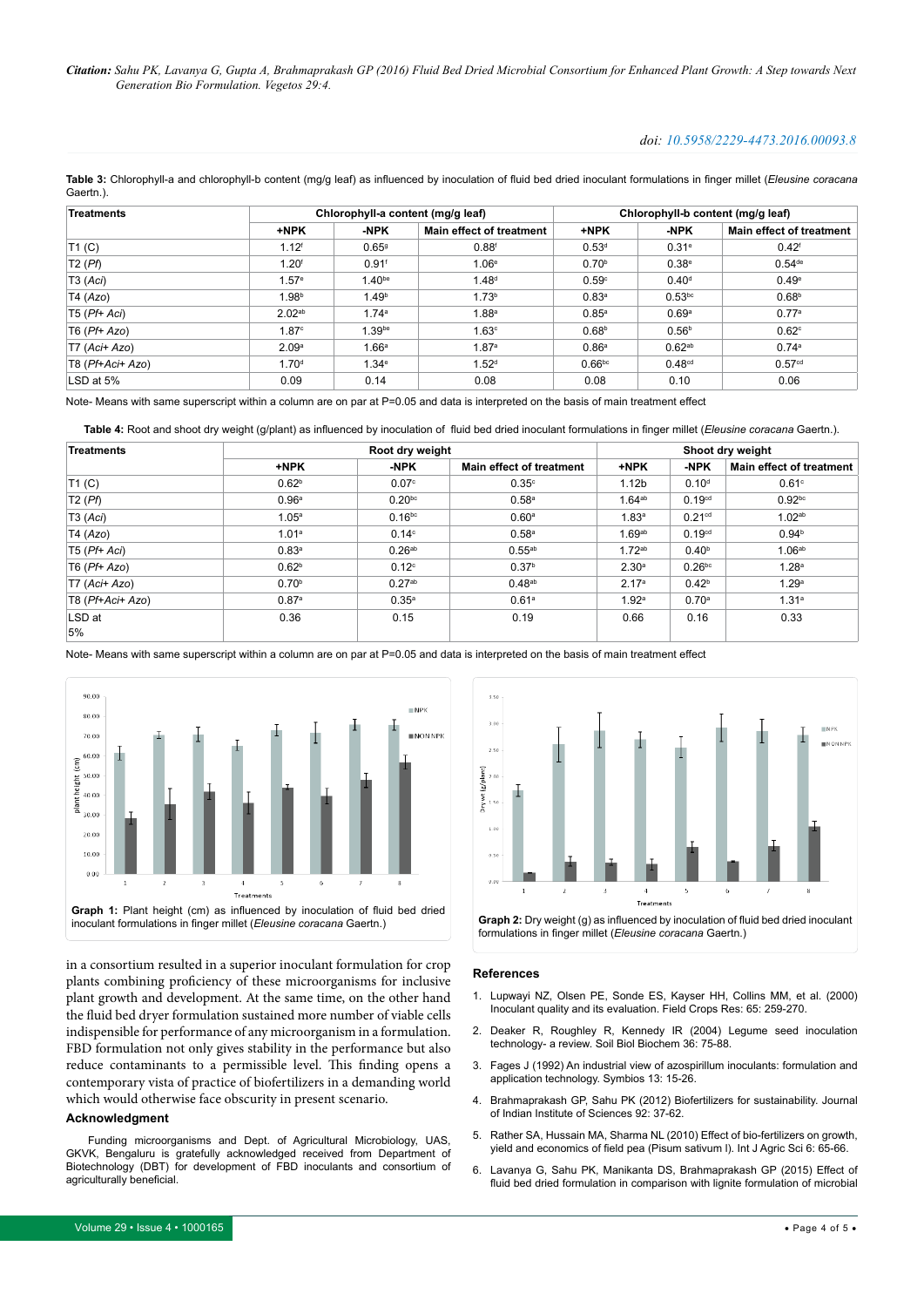**Table 3:** Chlorophyll-a and chlorophyll-b content (mg/g leaf) as influenced by inoculation of fluid bed dried inoculant formulations in finger millet (*Eleusine coracana* Gaertn.).

| Treatments | Chlorophyll-a content (mg/g leaf) | | | Chlorophyll-b content (mg/g leaf) | | |
|---|---|---|---|---|---|---|
| | +NPK | -NPK | Main effect of treatment | +NPK | -NPK | Main effect of treatment |
| T1 (C) | $1.12^{f}$ | $0.65^{g}$ | $0.88^{f}$ | $0.53^{d}$ | $0.31^{e}$ | $0.42^{f}$ |
| T2 (*Pf*) | $1.20^{f}$ | $0.91^{f}$ | $1.06^{e}$ | $0.70^{b}$ | $0.38^{e}$ | $0.54^{de}$ |
| T3 (*Aci*) | $1.57^{e}$ | $1.40^{be}$ | $1.48^{d}$ | $0.59^{c}$ | $0.40^{d}$ | $0.49^{e}$ |
| T4 (*Azo*) | $1.98^{b}$ | $1.49^{b}$ | $1.73^{b}$ | $0.83^{a}$ | $0.53^{bc}$ | $0.68^{b}$ |
| T5 (*Pf+ Aci*) | $2.02^{ab}$ | $1.74^{a}$ | $1.88^{a}$ | $0.85^{a}$ | $0.69^{a}$ | $0.77^{a}$ |
| T6 (*Pf+ Azo*) | $1.87^{c}$ | $1.39^{be}$ | $1.63^{c}$ | $0.68^{b}$ | $0.56^{b}$ | $0.62^{c}$ |
| T7 (*Aci+ Azo*) | $2.09^{a}$ | $1.66^{a}$ | $1.87^{a}$ | $0.86^{a}$ | $0.62^{ab}$ | $0.74^{a}$ |
| T8 (*Pf+Aci+ Azo*) | $1.70^{d}$ | $1.34^{e}$ | $1.52^{d}$ | $0.66^{bc}$ | $0.48^{cd}$ | $0.57^{cd}$ |
| LSD at 5% | 0.09 | 0.14 | 0.08 | 0.08 | 0.10 | 0.06 |

Note- Means with same superscript within a column are on par at P=0.05 and data is interpreted on the basis of main treatment effect

**Table 4:** Root and shoot dry weight (g/plant) as influenced by inoculation of fluid bed dried inoculant formulations in finger millet (*Eleusine coracana* Gaertn.).

| Treatments | Root dry weight | | | Shoot dry weight | | |
|---|---|---|---|---|---|---|
| | +NPK | -NPK | Main effect of treatment | +NPK | -NPK | Main effect of treatment |
| T1 (C) | $0.62^{b}$ | $0.07^{c}$ | $0.35^{c}$ | 1.12b | $0.10^{d}$ | $0.61^{c}$ |
| T2 (*Pf*) | $0.96^{a}$ | $0.20^{bc}$ | $0.58^{a}$ | $1.64^{ab}$ | $0.19^{cd}$ | $0.92^{bc}$ |
| T3 (*Aci*) | $1.05^{a}$ | $0.16^{bc}$ | $0.60^{a}$ | $1.83^{a}$ | $0.21^{cd}$ | $1.02^{ab}$ |
| T4 (*Azo*) | $1.01^{a}$ | $0.14^{c}$ | $0.58^{a}$ | $1.69^{ab}$ | $0.19^{cd}$ | $0.94^{b}$ |
| T5 (*Pf+ Aci*) | $0.83^{a}$ | $0.26^{ab}$ | $0.55^{ab}$ | $1.72^{ab}$ | $0.40^{b}$ | $1.06^{ab}$ |
| T6 (*Pf+ Azo*) | $0.62^{b}$ | $0.12^{c}$ | $0.37^{b}$ | $2.30^{a}$ | $0.26^{bc}$ | $1.28^{a}$ |
| T7 (*Aci+ Azo*) | $0.70^{b}$ | $0.27^{ab}$ | $0.48^{ab}$ | $2.17^{a}$ | $0.42^{b}$ | $1.29^{a}$ |
| T8 (*Pf+Aci+ Azo*) | $0.87^{a}$ | $0.35^{a}$ | $0.61^{a}$ | $1.92^{a}$ | $0.70^{a}$ | $1.31^{a}$ |
| LSD at 5% | 0.36 | 0.15 | 0.19 | 0.66 | 0.16 | 0.33 |

Note- Means with same superscript within a column are on par at P=0.05 and data is interpreted on the basis of main treatment effect

**Graph 1:** Plant height (cm) as influenced by inoculation of fluid bed dried inoculant formulations in finger millet (*Eleusine coracana* Gaertn.)

**Graph 2:** Dry weight (g) as influenced by inoculation of fluid bed dried inoculant formulations in finger millet (*Eleusine coracana* Gaertn.)

in a consortium resulted in a superior inoculant formulation for crop plants combining proficiency of these microorganisms for inclusive plant growth and development. At the same time, on the other hand the fluid bed dryer formulation sustained more number of viable cells indispensible for performance of any microorganism in a formulation. FBD formulation not only gives stability in the performance but also reduce contaminants to a permissible level. This finding opens a contemporary vista of practice of biofertilizers in a demanding world which would otherwise face obscurity in present scenario.

### Acknowledgment

Funding microorganisms and Dept. of Agricultural Microbiology, UAS, GKVK, Bengaluru is gratefully acknowledged received from Department of Biotechnology (DBT) for development of FBD inoculants and consortium of agriculturally beneficial.

### References

1. Lupwayi NZ, Olsen PE, Sonde ES, Kayser HH, Collins MM, et al. (2000) Inoculant quality and its evaluation. Field Crops Res: 65: 259-270.
2. Deaker R, Roughley R, Kennedy IR (2004) Legume seed inoculation technology- a review. Soil Biol Biochem 36: 75-88.
3. Fages J (1992) An industrial view of azospirillum inoculants: formulation and application technology. Symbios 13: 15-26.
4. Brahmaprakash GP, Sahu PK (2012) Biofertilizers for sustainability. Journal of Indian Institute of Sciences 92: 37-62.
5. Rather SA, Hussain MA, Sharma NL (2010) Effect of bio-fertilizers on growth, yield and economics of field pea (Pisum sativum l). Int J Agric Sci 6: 65-66.
6. Lavanya G, Sahu PK, Manikanta DS, Brahmaprakash GP (2015) Effect of fluid bed dried formulation in comparison with lignite formulation of microbial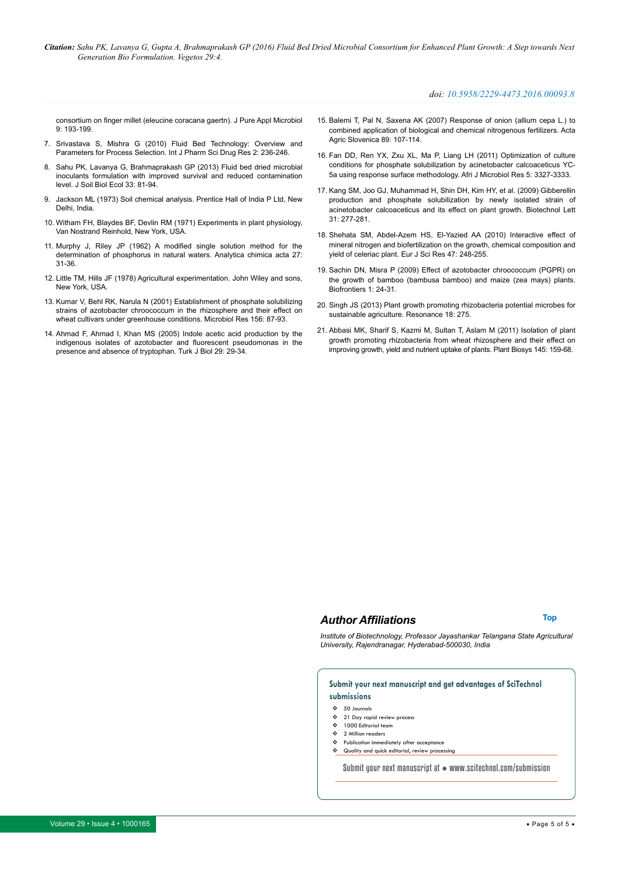consortium on finger millet (eleucine coracana gaertn). J Pure Appl Microbiol 9: 193-199.

7. Srivastava S, Mishra G (2010) Fluid Bed Technology: Overview and Parameters for Process Selection. Int J Pharm Sci Drug Res 2: 236-246.
8. Sahu PK, Lavanya G, Brahmaprakash GP (2013) Fluid bed dried microbial inoculants formulation with improved survival and reduced contamination level. J Soil Biol Ecol 33: 81-94.
9. Jackson ML (1973) Soil chemical analysis. Prentice Hall of India P Ltd, New Delhi, India.
10. Witham FH, Blaydes BF, Devlin RM (1971) Experiments in plant physiology, Van Nostrand Reinhold, New York, USA.
11. Murphy J, Riley JP (1962) A modified single solution method for the determination of phosphorus in natural waters. Analytica chimica acta 27: 31-36.
12. Little TM, Hills JF (1978) Agricultural experimentation. John Wiley and sons, New York, USA.
13. Kumar V, Behl RK, Narula N (2001) Establishment of phosphate solubilizing strains of azotobacter chroococcum in the rhizosphere and their effect on wheat cultivars under greenhouse conditions. Microbiol Res 156: 87-93.
14. Ahmad F, Ahmad I, Khan MS (2005) Indole acetic acid production by the indigenous isolates of azotobacter and fluorescent pseudomonas in the presence and absence of tryptophan. Turk J Biol 29: 29-34.
15. Balemi T, Pal N, Saxena AK (2007) Response of onion (allium cepa L.) to combined application of biological and chemical nitrogenous fertilizers. Acta Agric Slovenica 89: 107-114.
16. Fan DD, Ren YX, Zxu XL, Ma P, Liang LH (2011) Optimization of culture conditions for phosphate solubilization by acinetobacter calcoaceticus YC-5a using response surface methodology. Afri J Microbiol Res 5: 3327-3333.
17. Kang SM, Joo GJ, Muhammad H, Shin DH, Kim HY, et al. (2009) Gibberellin production and phosphate solubilization by newly isolated strain of acinetobacter calcoaceticus and its effect on plant growth. Biotechnol Lett 31: 277-281.
18. Shehata SM, Abdel-Azem HS, El-Yazied AA (2010) Interactive effect of mineral nitrogen and biofertilization on the growth, chemical composition and yield of celeriac plant. Eur J Sci Res 47: 248-255.
19. Sachin DN, Misra P (2009) Effect of azotobacter chroococcum (PGPR) on the growth of bamboo (bambusa bamboo) and maize (zea mays) plants. Biofrontiers 1: 24-31.
20. Singh JS (2013) Plant growth promoting rhizobacteria potential microbes for sustainable agriculture. Resonance 18: 275.
21. Abbasi MK, Sharif S, Kazmi M, Sultan T, Aslam M (2011) Isolation of plant growth promoting rhizobacteria from wheat rhizosphere and their effect on improving growth, yield and nutrient uptake of plants. Plant Biosys 145: 159-68.

## Author Affiliations

Top

*Institute of Biotechnology, Professor Jayashankar Telangana State Agricultural University, Rajendranagar, Hyderabad-500030, India*

**Submit your next manuscript and get advantages of SciTechnol submissions**

- 50 Journals
- 21 Day rapid review process
- 1000 Editorial team
- 2 Million readers
- Publication immediately after acceptance
- Quality and quick editorial, review processing

Submit your next manuscript at ● www.scitechnol.com/submission